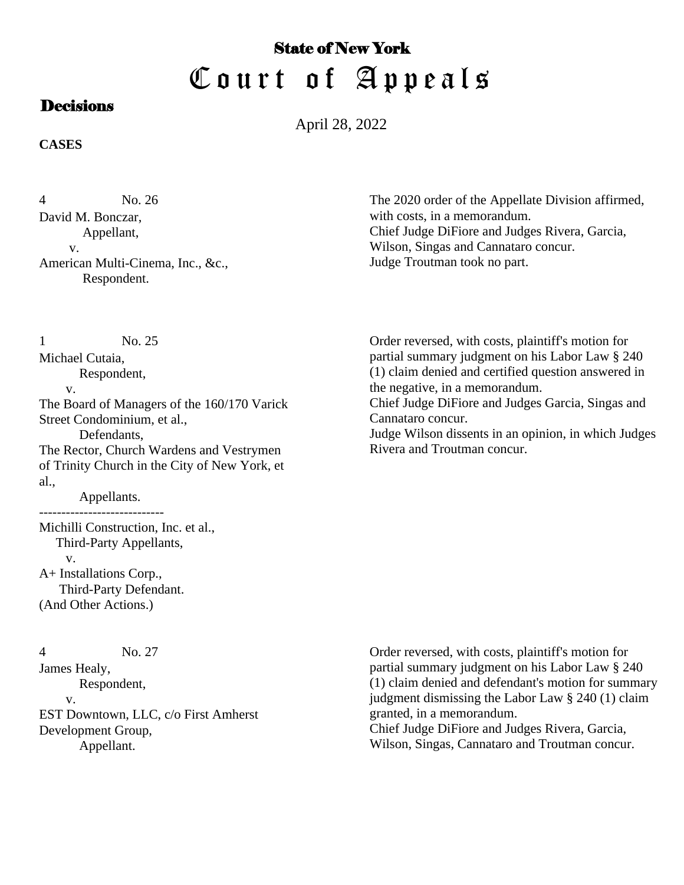# State of New York
# Court of Appeals

## Decisions

April 28, 2022

**CASES**

4 No. 26
David M. Bonczar,
Appellant,
v.
American Multi-Cinema, Inc., &c.,
Respondent.

The 2020 order of the Appellate Division affirmed, with costs, in a memorandum.
Chief Judge DiFiore and Judges Rivera, Garcia, Wilson, Singas and Cannataro concur.
Judge Troutman took no part.

1 No. 25
Michael Cutaia,
Respondent,
v.
The Board of Managers of the 160/170 Varick Street Condominium, et al.,
Defendants,
The Rector, Church Wardens and Vestrymen of Trinity Church in the City of New York, et al.,
Appellants.

----------------------------

Michilli Construction, Inc. et al.,
Third-Party Appellants,
v.
A+ Installations Corp.,
Third-Party Defendant.
(And Other Actions.)

Order reversed, with costs, plaintiff's motion for partial summary judgment on his Labor Law § 240 (1) claim denied and certified question answered in the negative, in a memorandum.
Chief Judge DiFiore and Judges Garcia, Singas and Cannataro concur.
Judge Wilson dissents in an opinion, in which Judges Rivera and Troutman concur.

4 No. 27
James Healy,
Respondent,
v.
EST Downtown, LLC, c/o First Amherst Development Group,
Appellant.

Order reversed, with costs, plaintiff's motion for partial summary judgment on his Labor Law § 240 (1) claim denied and defendant's motion for summary judgment dismissing the Labor Law § 240 (1) claim granted, in a memorandum.
Chief Judge DiFiore and Judges Rivera, Garcia, Wilson, Singas, Cannataro and Troutman concur.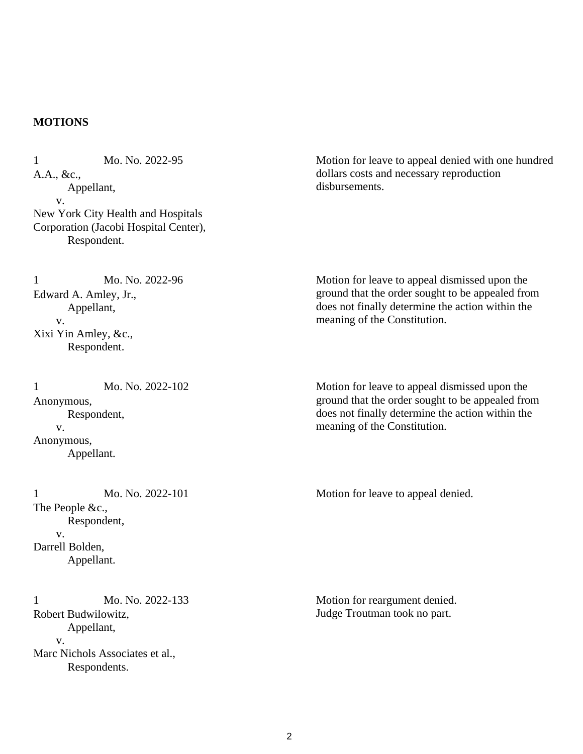**MOTIONS**

| Case | Disposition |
|---|---|
| 1 Mo. No. 2022-95<br>A.A., &c.,<br>Appellant,<br>v.<br>New York City Health and Hospitals Corporation (Jacobi Hospital Center),<br>Respondent. | Motion for leave to appeal denied with one hundred dollars costs and necessary reproduction disbursements. |
| 1 Mo. No. 2022-96<br>Edward A. Amley, Jr.,<br>Appellant,<br>v.<br>Xixi Yin Amley, &c.,<br>Respondent. | Motion for leave to appeal dismissed upon the ground that the order sought to be appealed from does not finally determine the action within the meaning of the Constitution. |
| 1 Mo. No. 2022-102<br>Anonymous,<br>Respondent,<br>v.<br>Anonymous,<br>Appellant. | Motion for leave to appeal dismissed upon the ground that the order sought to be appealed from does not finally determine the action within the meaning of the Constitution. |
| 1 Mo. No. 2022-101<br>The People &c.,<br>Respondent,<br>v.<br>Darrell Bolden,<br>Appellant. | Motion for leave to appeal denied. |
| 1 Mo. No. 2022-133<br>Robert Budwilowitz,<br>Appellant,<br>v.<br>Marc Nichols Associates et al.,<br>Respondents. | Motion for reargument denied.<br>Judge Troutman took no part. |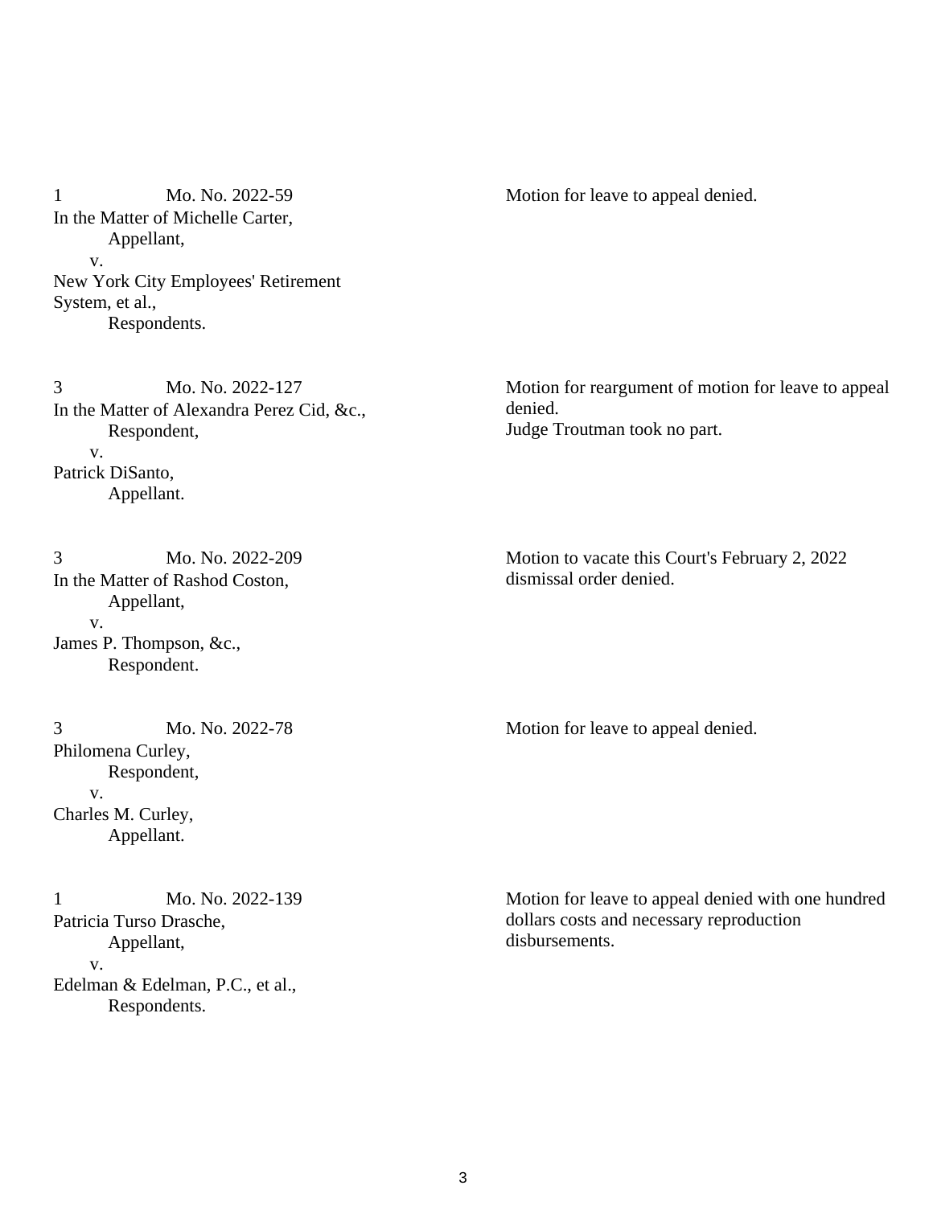1 Mo. No. 2022-59
In the Matter of Michelle Carter,
Appellant,
v.
New York City Employees' Retirement System, et al.,
Respondents.

Motion for leave to appeal denied.

3 Mo. No. 2022-127
In the Matter of Alexandra Perez Cid, &c.,
Respondent,
v.
Patrick DiSanto,
Appellant.

Motion for reargument of motion for leave to appeal denied.
Judge Troutman took no part.

3 Mo. No. 2022-209
In the Matter of Rashod Coston,
Appellant,
v.
James P. Thompson, &c.,
Respondent.

Motion to vacate this Court's February 2, 2022 dismissal order denied.

3 Mo. No. 2022-78
Philomena Curley,
Respondent,
v.
Charles M. Curley,
Appellant.

Motion for leave to appeal denied.

1 Mo. No. 2022-139
Patricia Turso Drasche,
Appellant,
v.
Edelman & Edelman, P.C., et al.,
Respondents.

Motion for leave to appeal denied with one hundred dollars costs and necessary reproduction disbursements.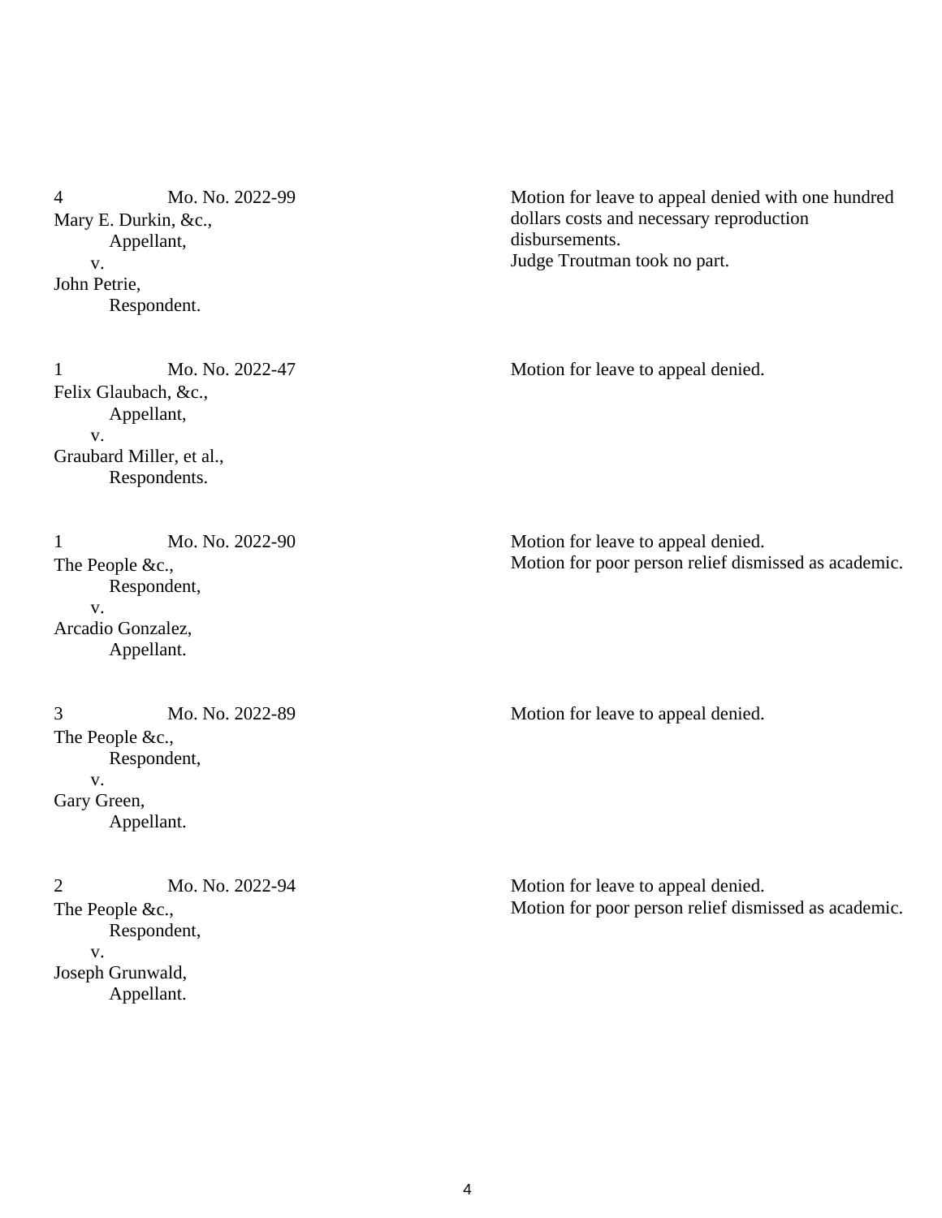4 Mo. No. 2022-99
Mary E. Durkin, &c.,
Appellant,
v.
John Petrie,
Respondent.

Motion for leave to appeal denied with one hundred dollars costs and necessary reproduction disbursements.
Judge Troutman took no part.

1 Mo. No. 2022-47
Felix Glaubach, &c.,
Appellant,
v.
Graubard Miller, et al.,
Respondents.

Motion for leave to appeal denied.

1 Mo. No. 2022-90
The People &c.,
Respondent,
v.
Arcadio Gonzalez,
Appellant.

Motion for leave to appeal denied.
Motion for poor person relief dismissed as academic.

3 Mo. No. 2022-89
The People &c.,
Respondent,
v.
Gary Green,
Appellant.

Motion for leave to appeal denied.

2 Mo. No. 2022-94
The People &c.,
Respondent,
v.
Joseph Grunwald,
Appellant.

Motion for leave to appeal denied.
Motion for poor person relief dismissed as academic.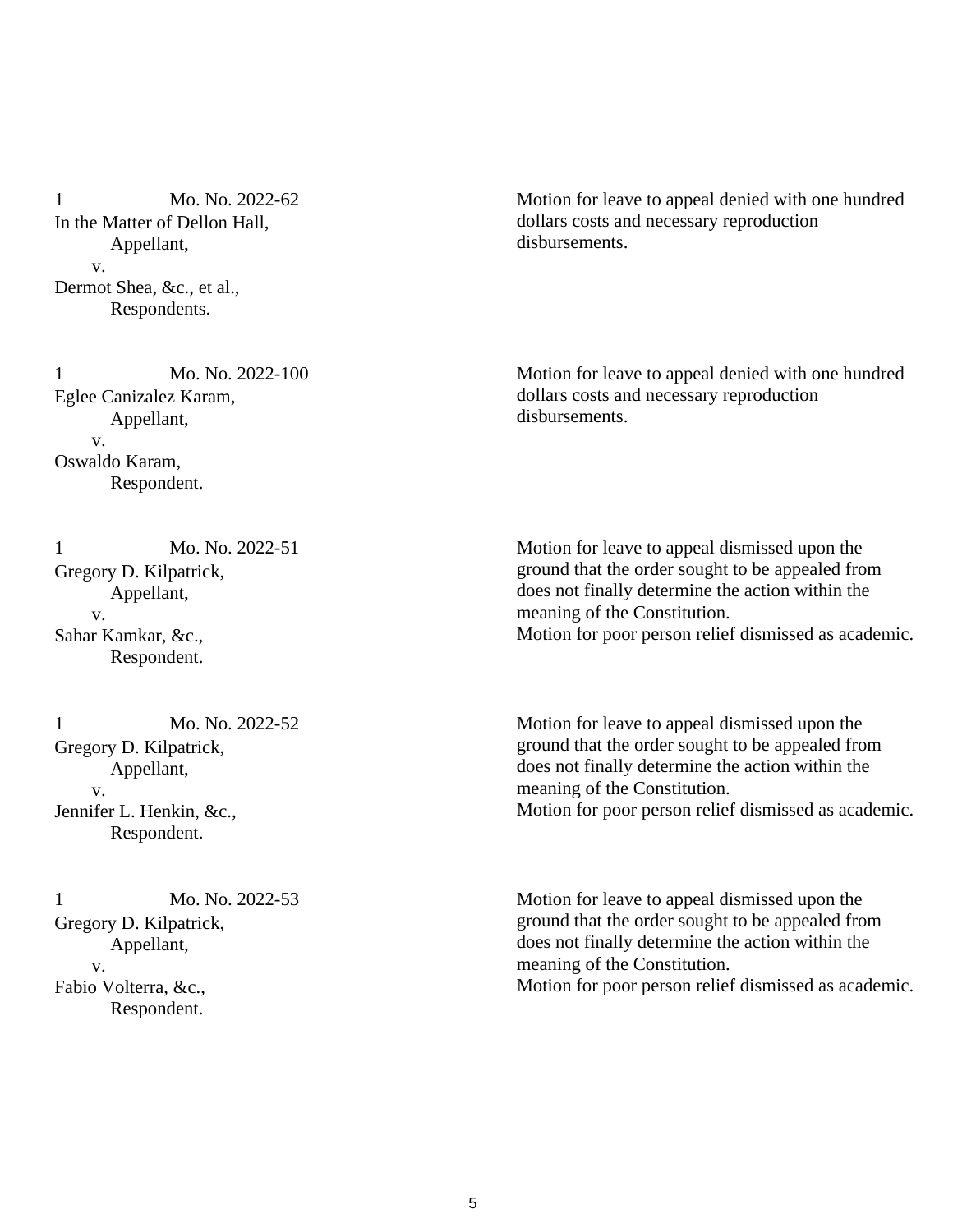1 Mo. No. 2022-62
In the Matter of Dellon Hall,
Appellant,
v.
Dermot Shea, &c., et al.,
Respondents.

Motion for leave to appeal denied with one hundred dollars costs and necessary reproduction disbursements.

1 Mo. No. 2022-100
Eglee Canizalez Karam,
Appellant,
v.
Oswaldo Karam,
Respondent.

Motion for leave to appeal denied with one hundred dollars costs and necessary reproduction disbursements.

1 Mo. No. 2022-51
Gregory D. Kilpatrick,
Appellant,
v.
Sahar Kamkar, &c.,
Respondent.

Motion for leave to appeal dismissed upon the ground that the order sought to be appealed from does not finally determine the action within the meaning of the Constitution.
Motion for poor person relief dismissed as academic.

1 Mo. No. 2022-52
Gregory D. Kilpatrick,
Appellant,
v.
Jennifer L. Henkin, &c.,
Respondent.

Motion for leave to appeal dismissed upon the ground that the order sought to be appealed from does not finally determine the action within the meaning of the Constitution.
Motion for poor person relief dismissed as academic.

1 Mo. No. 2022-53
Gregory D. Kilpatrick,
Appellant,
v.
Fabio Volterra, &c.,
Respondent.

Motion for leave to appeal dismissed upon the ground that the order sought to be appealed from does not finally determine the action within the meaning of the Constitution.
Motion for poor person relief dismissed as academic.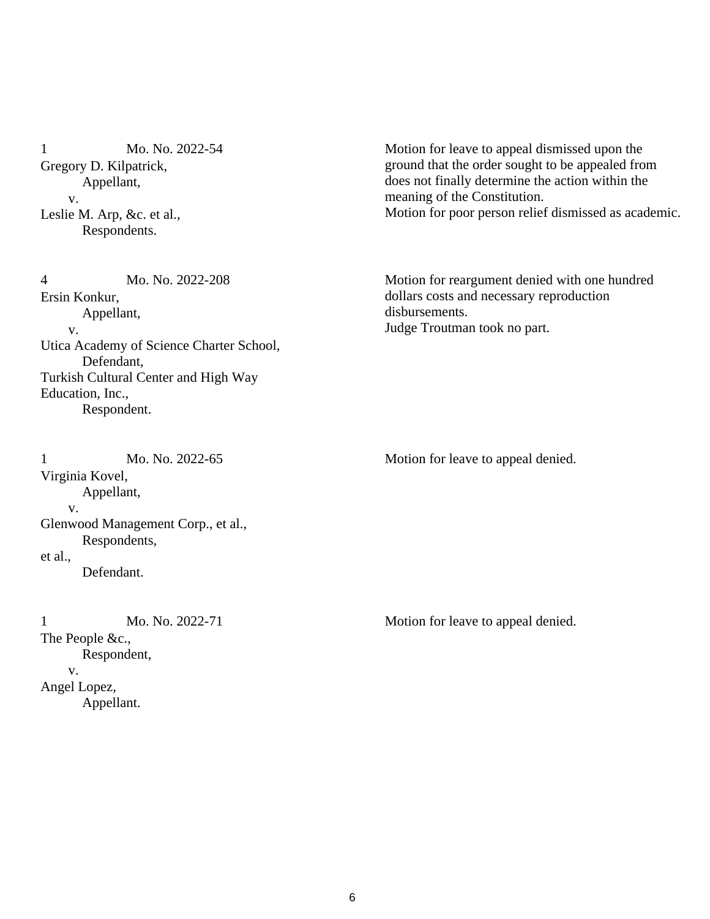1 Mo. No. 2022-54
Gregory D. Kilpatrick,
Appellant,
v.
Leslie M. Arp, &c. et al.,
Respondents.

Motion for leave to appeal dismissed upon the ground that the order sought to be appealed from does not finally determine the action within the meaning of the Constitution.
Motion for poor person relief dismissed as academic.

4 Mo. No. 2022-208
Ersin Konkur,
Appellant,
v.
Utica Academy of Science Charter School,
Defendant,
Turkish Cultural Center and High Way Education, Inc.,
Respondent.

Motion for reargument denied with one hundred dollars costs and necessary reproduction disbursements.
Judge Troutman took no part.

1 Mo. No. 2022-65
Virginia Kovel,
Appellant,
v.
Glenwood Management Corp., et al.,
Respondents,
et al.,
Defendant.

Motion for leave to appeal denied.

1 Mo. No. 2022-71
The People &c.,
Respondent,
v.
Angel Lopez,
Appellant.

Motion for leave to appeal denied.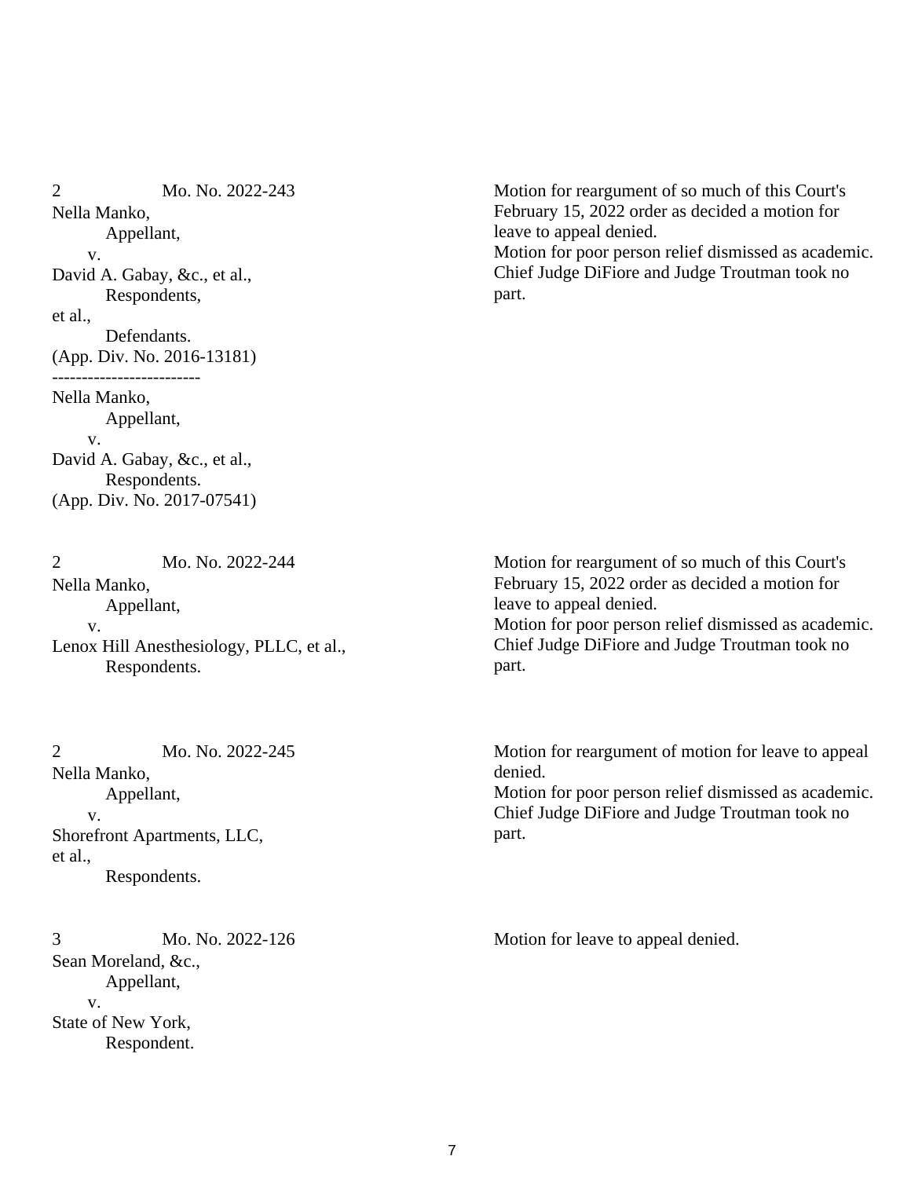| | |
|---|---|
| 2 Mo. No. 2022-243<br>Nella Manko,<br>Appellant,<br>v.<br>David A. Gabay, &c., et al.,<br>Respondents,<br>et al.,<br>Defendants.<br>(App. Div. No. 2016-13181)<br>-------------------------<br>Nella Manko,<br>Appellant,<br>v.<br>David A. Gabay, &c., et al.,<br>Respondents.<br>(App. Div. No. 2017-07541) | Motion for reargument of so much of this Court's February 15, 2022 order as decided a motion for leave to appeal denied.<br>Motion for poor person relief dismissed as academic.<br>Chief Judge DiFiore and Judge Troutman took no part. |
| 2 Mo. No. 2022-244<br>Nella Manko,<br>Appellant,<br>v.<br>Lenox Hill Anesthesiology, PLLC, et al.,<br>Respondents. | Motion for reargument of so much of this Court's February 15, 2022 order as decided a motion for leave to appeal denied.<br>Motion for poor person relief dismissed as academic.<br>Chief Judge DiFiore and Judge Troutman took no part. |
| 2 Mo. No. 2022-245<br>Nella Manko,<br>Appellant,<br>v.<br>Shorefront Apartments, LLC, et al.,<br>Respondents. | Motion for reargument of motion for leave to appeal denied.<br>Motion for poor person relief dismissed as academic.<br>Chief Judge DiFiore and Judge Troutman took no part. |
| 3 Mo. No. 2022-126<br>Sean Moreland, &c.,<br>Appellant,<br>v.<br>State of New York,<br>Respondent. | Motion for leave to appeal denied. |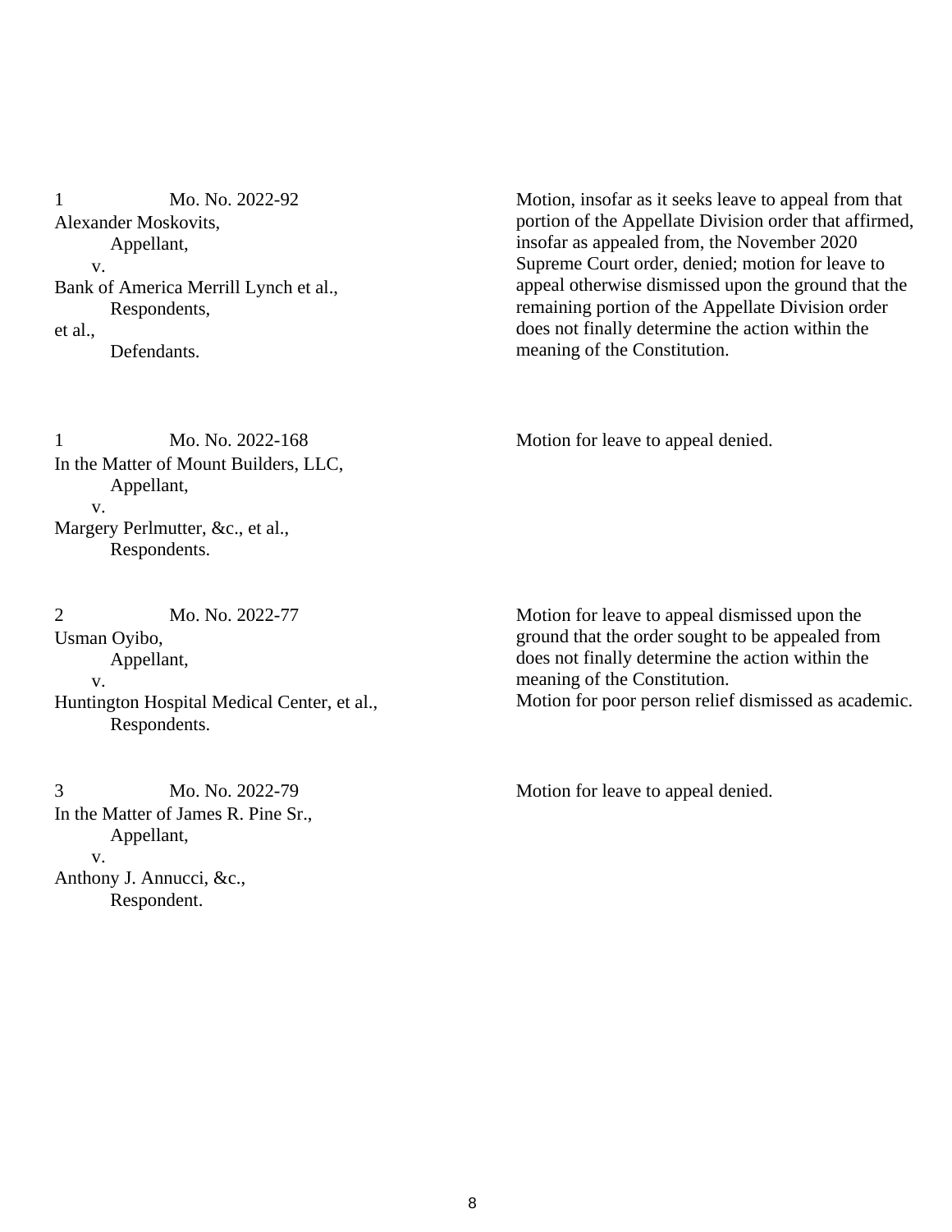1 Mo. No. 2022-92
Alexander Moskovits,
Appellant,
v.
Bank of America Merrill Lynch et al.,
Respondents,
et al.,
Defendants.

Motion, insofar as it seeks leave to appeal from that portion of the Appellate Division order that affirmed, insofar as appealed from, the November 2020 Supreme Court order, denied; motion for leave to appeal otherwise dismissed upon the ground that the remaining portion of the Appellate Division order does not finally determine the action within the meaning of the Constitution.

1 Mo. No. 2022-168
In the Matter of Mount Builders, LLC,
Appellant,
v.
Margery Perlmutter, &c., et al.,
Respondents.

Motion for leave to appeal denied.

2 Mo. No. 2022-77
Usman Oyibo,
Appellant,
v.
Huntington Hospital Medical Center, et al.,
Respondents.

Motion for leave to appeal dismissed upon the ground that the order sought to be appealed from does not finally determine the action within the meaning of the Constitution.
Motion for poor person relief dismissed as academic.

3 Mo. No. 2022-79
In the Matter of James R. Pine Sr.,
Appellant,
v.
Anthony J. Annucci, &c.,
Respondent.

Motion for leave to appeal denied.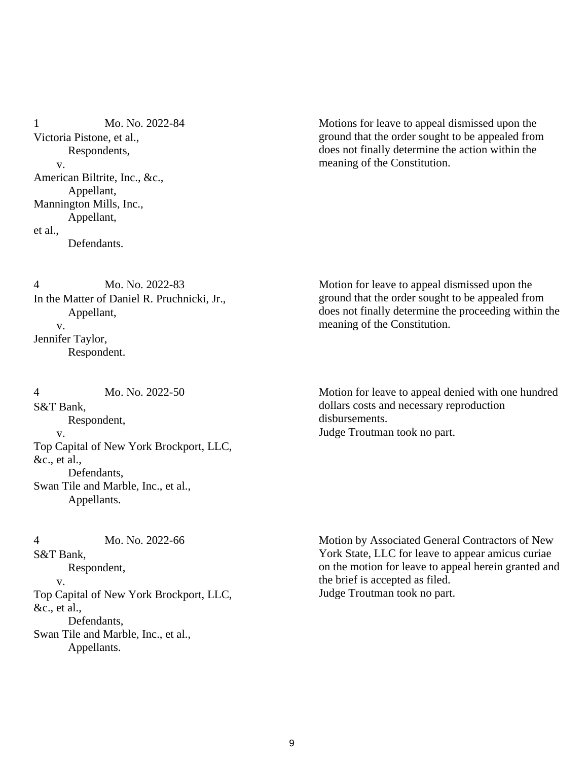1 Mo. No. 2022-84
Victoria Pistone, et al.,
Respondents,
v.
American Biltrite, Inc., &c.,
Appellant,
Mannington Mills, Inc.,
Appellant,
et al.,
Defendants.

Motions for leave to appeal dismissed upon the ground that the order sought to be appealed from does not finally determine the action within the meaning of the Constitution.

4 Mo. No. 2022-83
In the Matter of Daniel R. Pruchnicki, Jr.,
Appellant,
v.
Jennifer Taylor,
Respondent.

Motion for leave to appeal dismissed upon the ground that the order sought to be appealed from does not finally determine the proceeding within the meaning of the Constitution.

4 Mo. No. 2022-50
S&T Bank,
Respondent,
v.
Top Capital of New York Brockport, LLC, &c., et al.,
Defendants,
Swan Tile and Marble, Inc., et al.,
Appellants.

Motion for leave to appeal denied with one hundred dollars costs and necessary reproduction disbursements.
Judge Troutman took no part.

4 Mo. No. 2022-66
S&T Bank,
Respondent,
v.
Top Capital of New York Brockport, LLC, &c., et al.,
Defendants,
Swan Tile and Marble, Inc., et al.,
Appellants.

Motion by Associated General Contractors of New York State, LLC for leave to appear amicus curiae on the motion for leave to appeal herein granted and the brief is accepted as filed.
Judge Troutman took no part.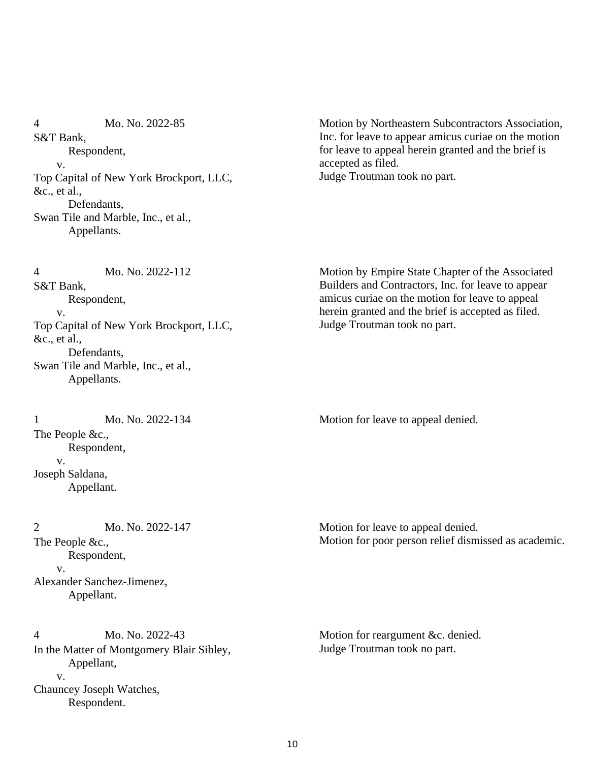4 Mo. No. 2022-85
S&T Bank,
Respondent,
v.
Top Capital of New York Brockport, LLC, &c., et al.,
Defendants,
Swan Tile and Marble, Inc., et al.,
Appellants.

Motion by Northeastern Subcontractors Association, Inc. for leave to appear amicus curiae on the motion for leave to appeal herein granted and the brief is accepted as filed.
Judge Troutman took no part.

4 Mo. No. 2022-112
S&T Bank,
Respondent,
v.
Top Capital of New York Brockport, LLC, &c., et al.,
Defendants,
Swan Tile and Marble, Inc., et al.,
Appellants.

Motion by Empire State Chapter of the Associated Builders and Contractors, Inc. for leave to appear amicus curiae on the motion for leave to appeal herein granted and the brief is accepted as filed.
Judge Troutman took no part.

1 Mo. No. 2022-134
The People &c.,
Respondent,
v.
Joseph Saldana,
Appellant.

Motion for leave to appeal denied.

2 Mo. No. 2022-147
The People &c.,
Respondent,
v.
Alexander Sanchez-Jimenez,
Appellant.

Motion for leave to appeal denied.
Motion for poor person relief dismissed as academic.

4 Mo. No. 2022-43
In the Matter of Montgomery Blair Sibley,
Appellant,
v.
Chauncey Joseph Watches,
Respondent.

Motion for reargument &c. denied.
Judge Troutman took no part.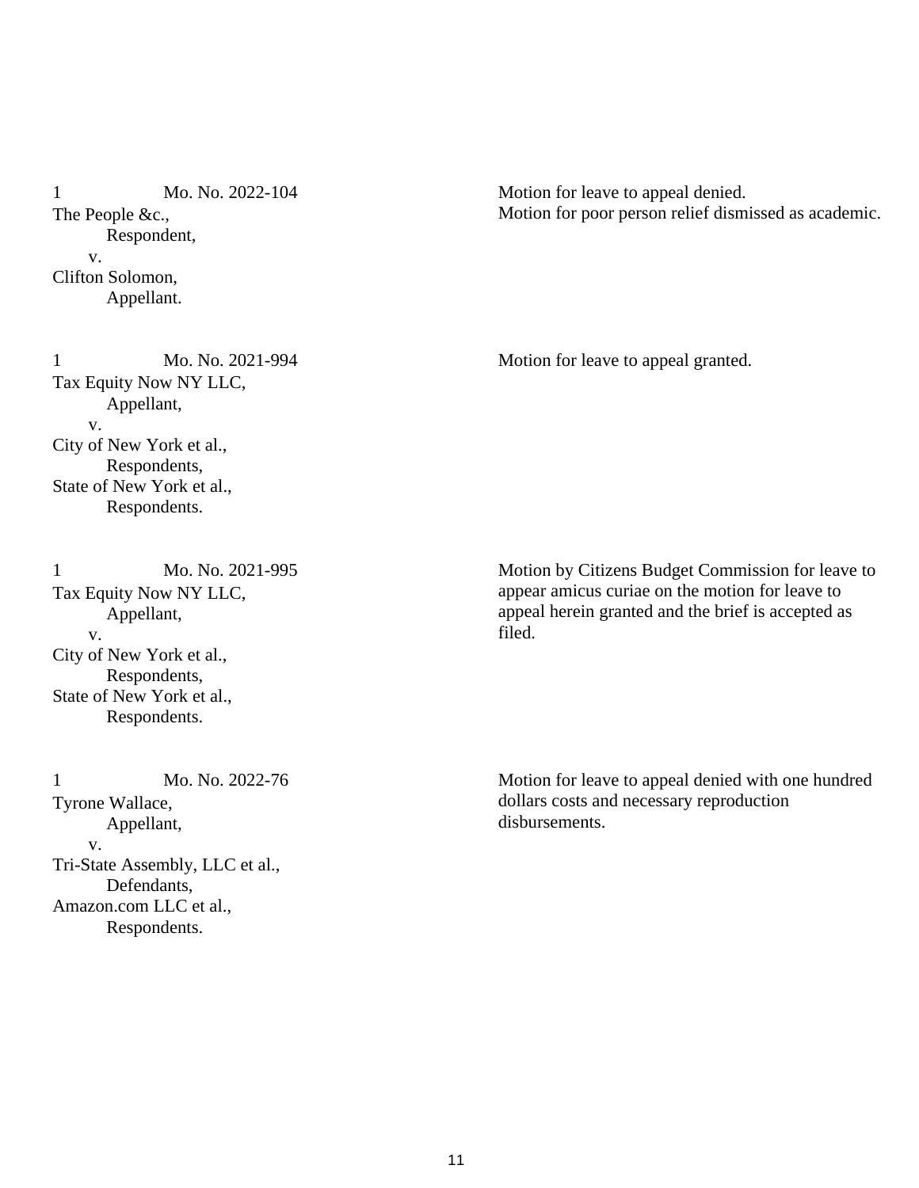| | |
|---|---|
| 1 Mo. No. 2022-104<br>The People &c.,<br>Respondent,<br>v.<br>Clifton Solomon,<br>Appellant. | Motion for leave to appeal denied.<br>Motion for poor person relief dismissed as academic. |
| 1 Mo. No. 2021-994<br>Tax Equity Now NY LLC,<br>Appellant,<br>v.<br>City of New York et al.,<br>Respondents,<br>State of New York et al.,<br>Respondents. | Motion for leave to appeal granted. |
| 1 Mo. No. 2021-995<br>Tax Equity Now NY LLC,<br>Appellant,<br>v.<br>City of New York et al.,<br>Respondents,<br>State of New York et al.,<br>Respondents. | Motion by Citizens Budget Commission for leave to appear amicus curiae on the motion for leave to appeal herein granted and the brief is accepted as filed. |
| 1 Mo. No. 2022-76<br>Tyrone Wallace,<br>Appellant,<br>v.<br>Tri-State Assembly, LLC et al.,<br>Defendants,<br>Amazon.com LLC et al.,<br>Respondents. | Motion for leave to appeal denied with one hundred dollars costs and necessary reproduction disbursements. |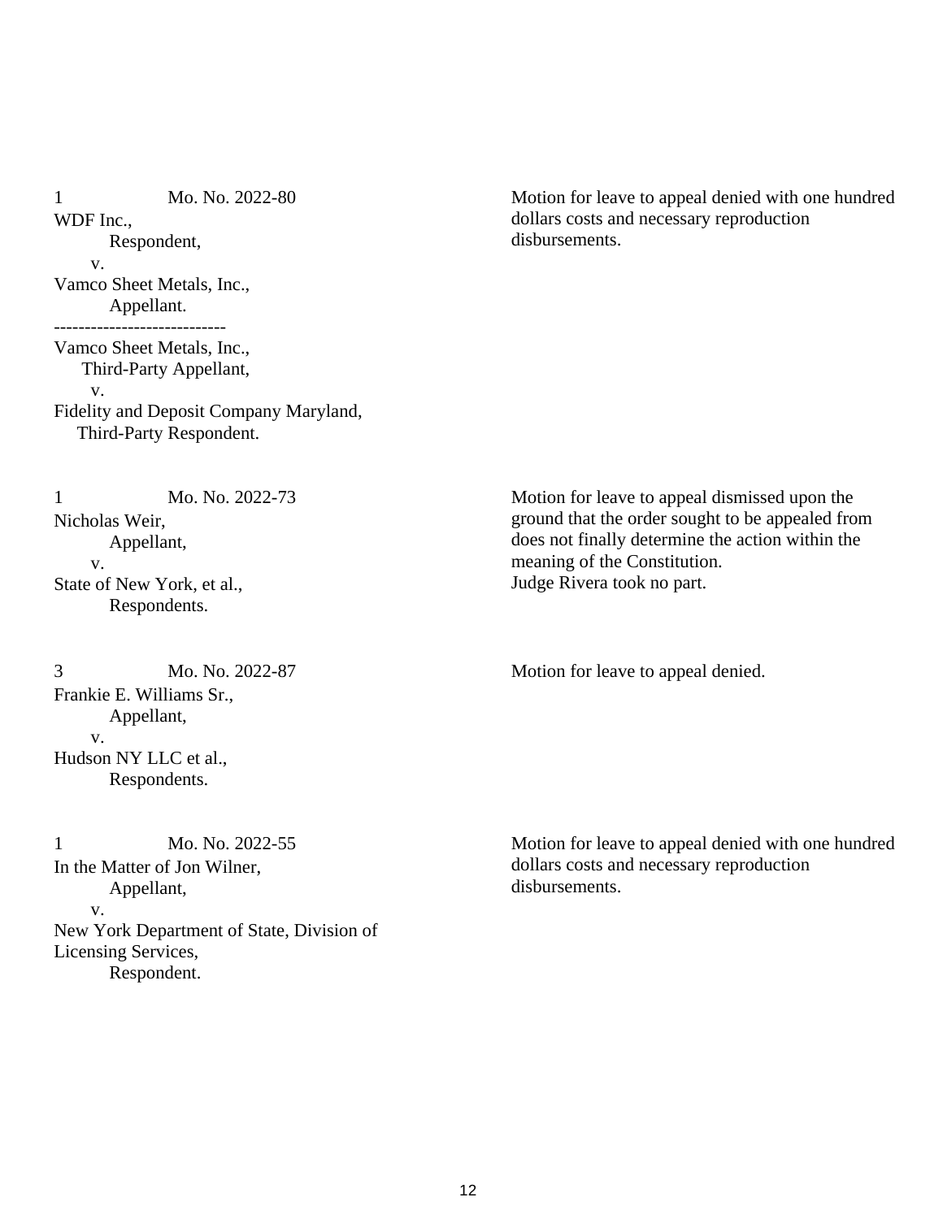1 Mo. No. 2022-80
WDF Inc.,
Respondent,
v.
Vamco Sheet Metals, Inc.,
Appellant.

---

Vamco Sheet Metals, Inc.,
Third-Party Appellant,
v.
Fidelity and Deposit Company Maryland,
Third-Party Respondent.

Motion for leave to appeal denied with one hundred dollars costs and necessary reproduction disbursements.

1 Mo. No. 2022-73
Nicholas Weir,
Appellant,
v.
State of New York, et al.,
Respondents.

Motion for leave to appeal dismissed upon the ground that the order sought to be appealed from does not finally determine the action within the meaning of the Constitution.
Judge Rivera took no part.

3 Mo. No. 2022-87
Frankie E. Williams Sr.,
Appellant,
v.
Hudson NY LLC et al.,
Respondents.

Motion for leave to appeal denied.

1 Mo. No. 2022-55
In the Matter of Jon Wilner,
Appellant,
v.
New York Department of State, Division of Licensing Services,
Respondent.

Motion for leave to appeal denied with one hundred dollars costs and necessary reproduction disbursements.